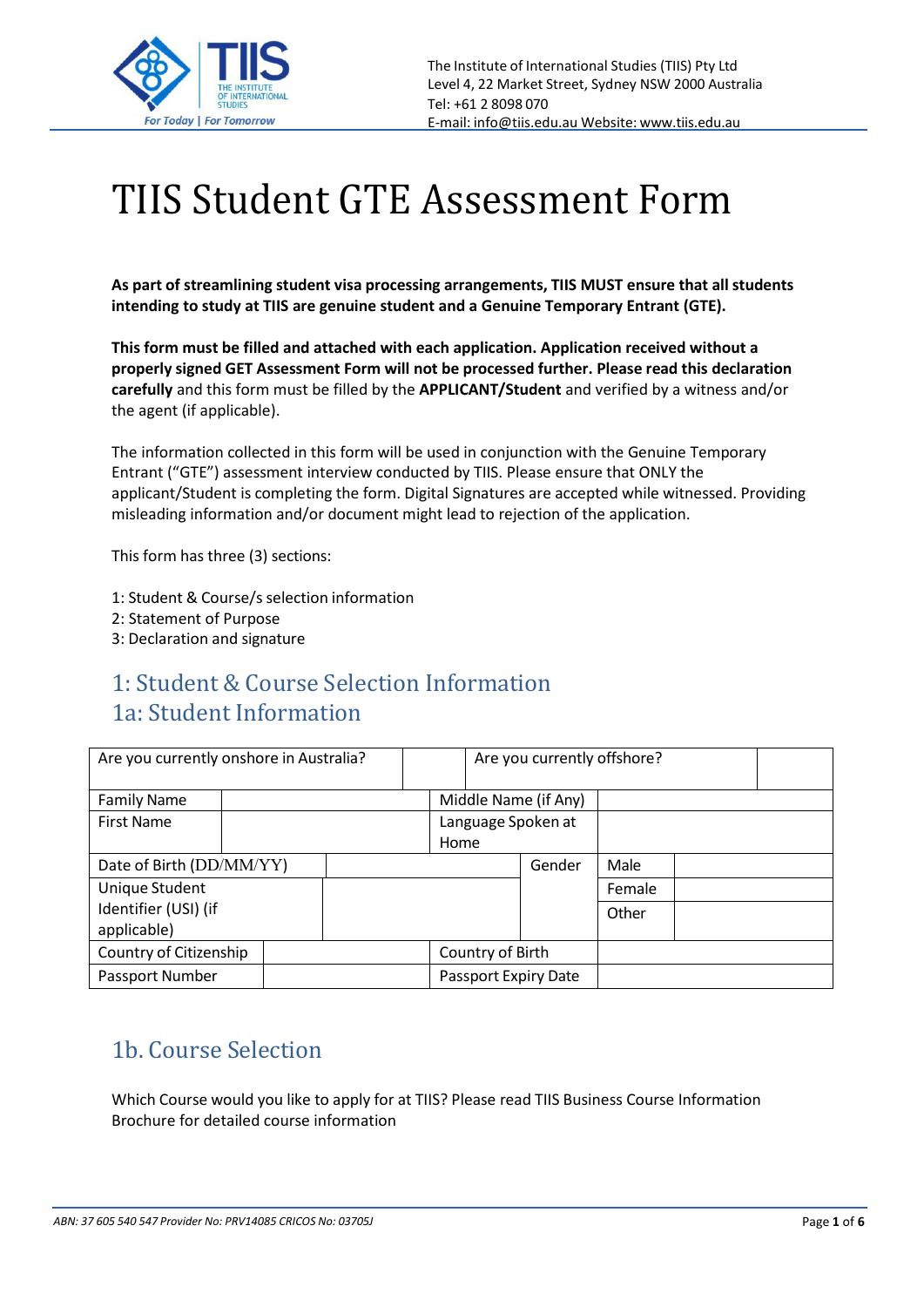The Institute of International Studies (TIIS) Pty Ltd
Level 4, 22 Market Street, Sydney NSW 2000 Australia
Tel: +61 2 8098 070
E-mail: info@tiis.edu.au Website: www.tiis.edu.au

# TIIS Student GTE Assessment Form

**As part of streamlining student visa processing arrangements, TIIS MUST ensure that all students intending to study at TIIS are genuine student and a Genuine Temporary Entrant (GTE).**

**This form must be filled and attached with each application. Application received without a properly signed GET Assessment Form will not be processed further. Please read this declaration carefully** and this form must be filled by the **APPLICANT/Student** and verified by a witness and/or the agent (if applicable).

The information collected in this form will be used in conjunction with the Genuine Temporary Entrant ("GTE") assessment interview conducted by TIIS. Please ensure that ONLY the applicant/Student is completing the form. Digital Signatures are accepted while witnessed. Providing misleading information and/or document might lead to rejection of the application.

This form has three (3) sections:

1: Student & Course/s selection information
2: Statement of Purpose
3: Declaration and signature

## 1: Student & Course Selection Information

## 1a: Student Information

| Are you currently onshore in Australia? | | Are you currently offshore? | |
|---|---|---|---|
| Family Name | | Middle Name (if Any) | |
| First Name | | Language Spoken at Home | |

| Date of Birth (DD/MM/YY) | | Gender | Male | |
|---|---|---|---|---|
| Unique Student Identifier (USI) (if applicable) | | | Female | |
| | | | Other | |

| Country of Citizenship | | Country of Birth | |
|---|---|---|---|
| Passport Number | | Passport Expiry Date | |

## 1b. Course Selection

Which Course would you like to apply for at TIIS? Please read TIIS Business Course Information Brochure for detailed course information

*ABN: 37 605 540 547 Provider No: PRV14085 CRICOS No: 03705J*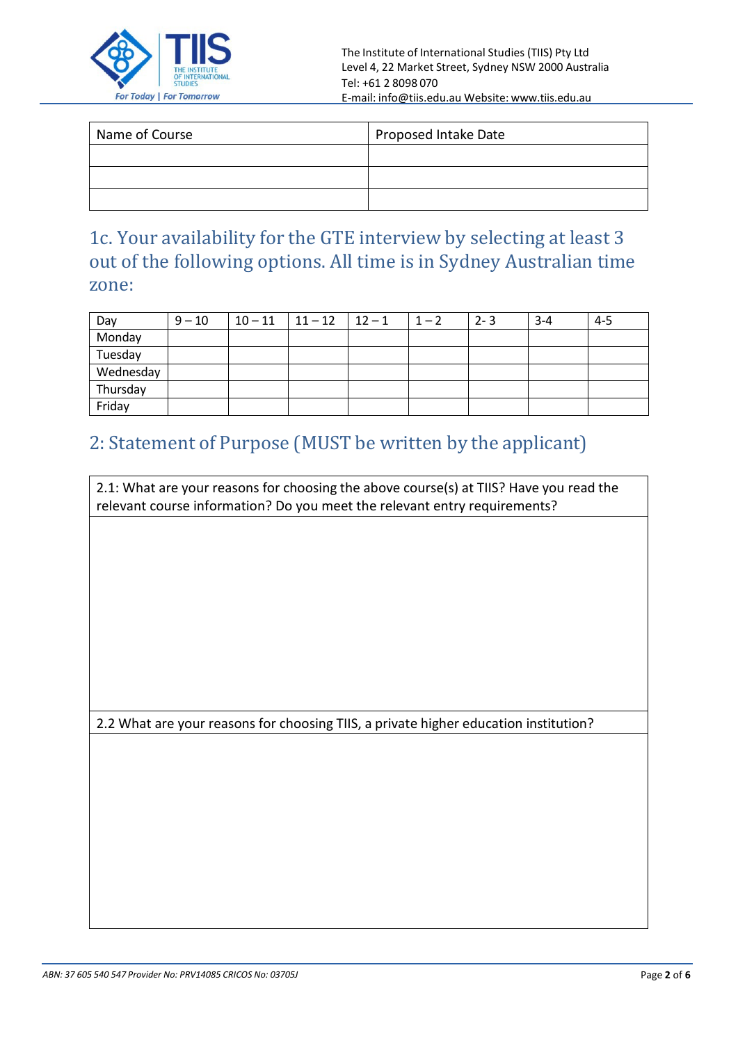| Name of Course | Proposed Intake Date |
| --- | --- |
| | |
| | |
| | |

## 1c. Your availability for the GTE interview by selecting at least 3 out of the following options. All time is in Sydney Australian time zone:

| Day | 9 – 10 | 10 – 11 | 11 – 12 | 12 – 1 | 1 – 2 | 2- 3 | 3-4 | 4-5 |
| --- | --- | --- | --- | --- | --- | --- | --- | --- |
| Monday | | | | | | | | |
| Tuesday | | | | | | | | |
| Wednesday | | | | | | | | |
| Thursday | | | | | | | | |
| Friday | | | | | | | | |

## 2: Statement of Purpose (MUST be written by the applicant)

| 2.1: What are your reasons for choosing the above course(s) at TIIS? Have you read the relevant course information? Do you meet the relevant entry requirements? |
| --- |
| |
| 2.2 What are your reasons for choosing TIIS, a private higher education institution? |
| |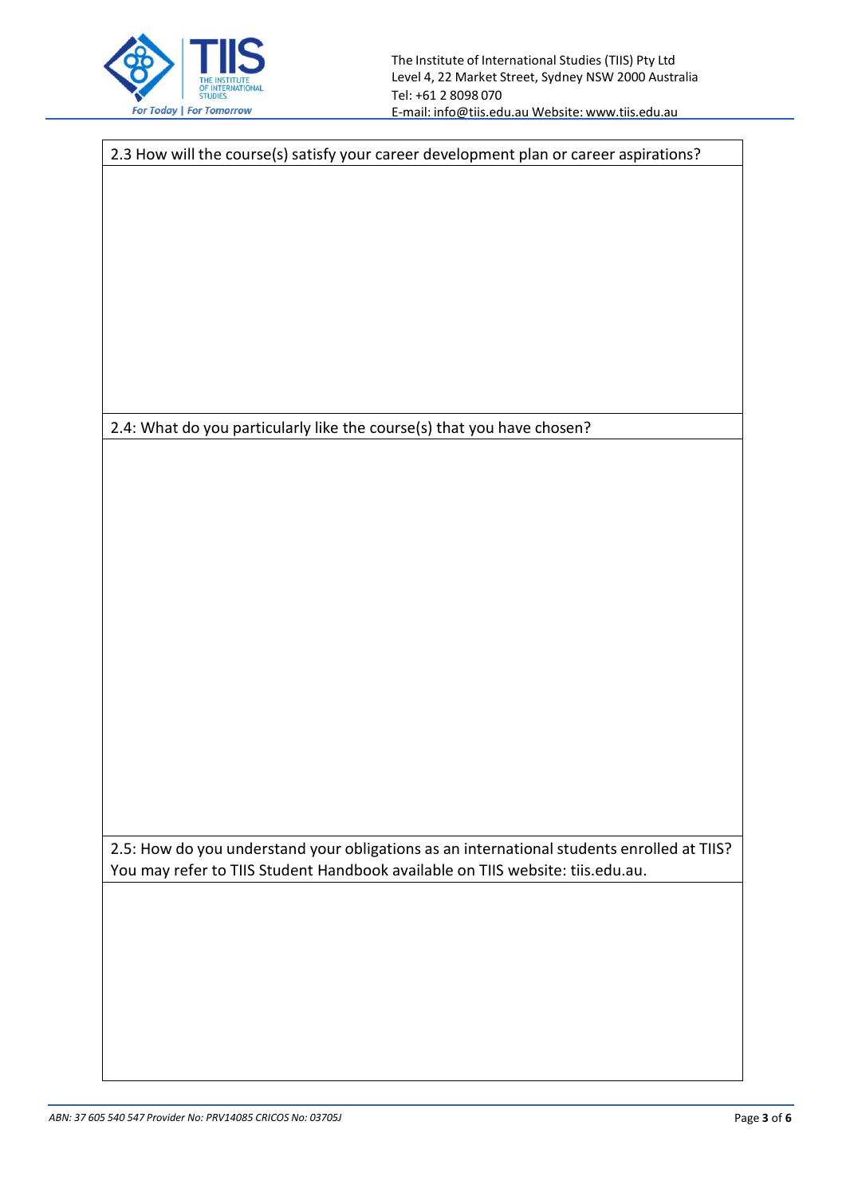| 2.3 How will the course(s) satisfy your career development plan or career aspirations? |
| --- |
| |

| 2.4: What do you particularly like the course(s) that you have chosen? |
| --- |
| |

| 2.5: How do you understand your obligations as an international students enrolled at TIIS? You may refer to TIIS Student Handbook available on TIIS website: tiis.edu.au. |
| --- |
| |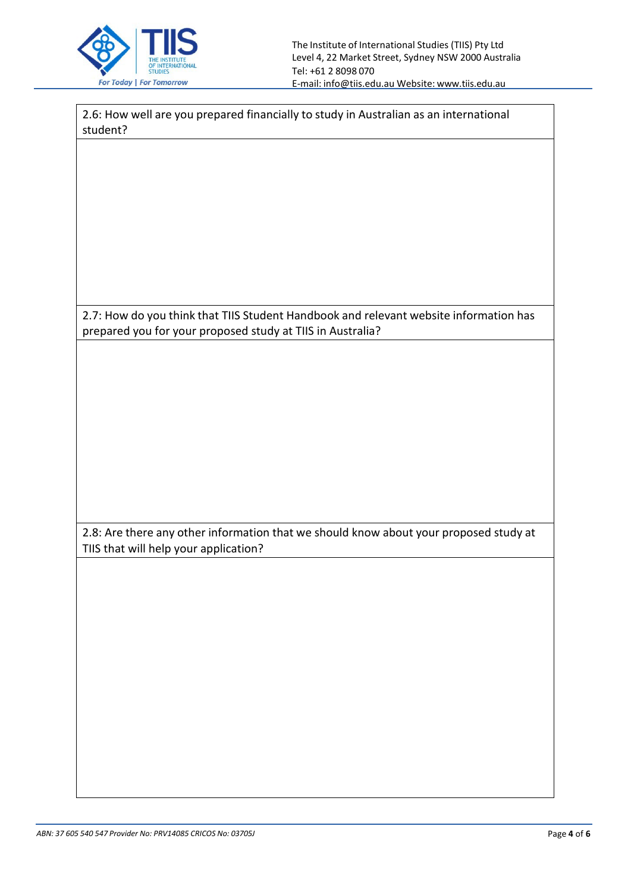| 2.6: How well are you prepared financially to study in Australian as an international student? |
| --- |
| |

| 2.7: How do you think that TIIS Student Handbook and relevant website information has prepared you for your proposed study at TIIS in Australia? |
| --- |
| |

| 2.8: Are there any other information that we should know about your proposed study at TIIS that will help your application? |
| --- |
| |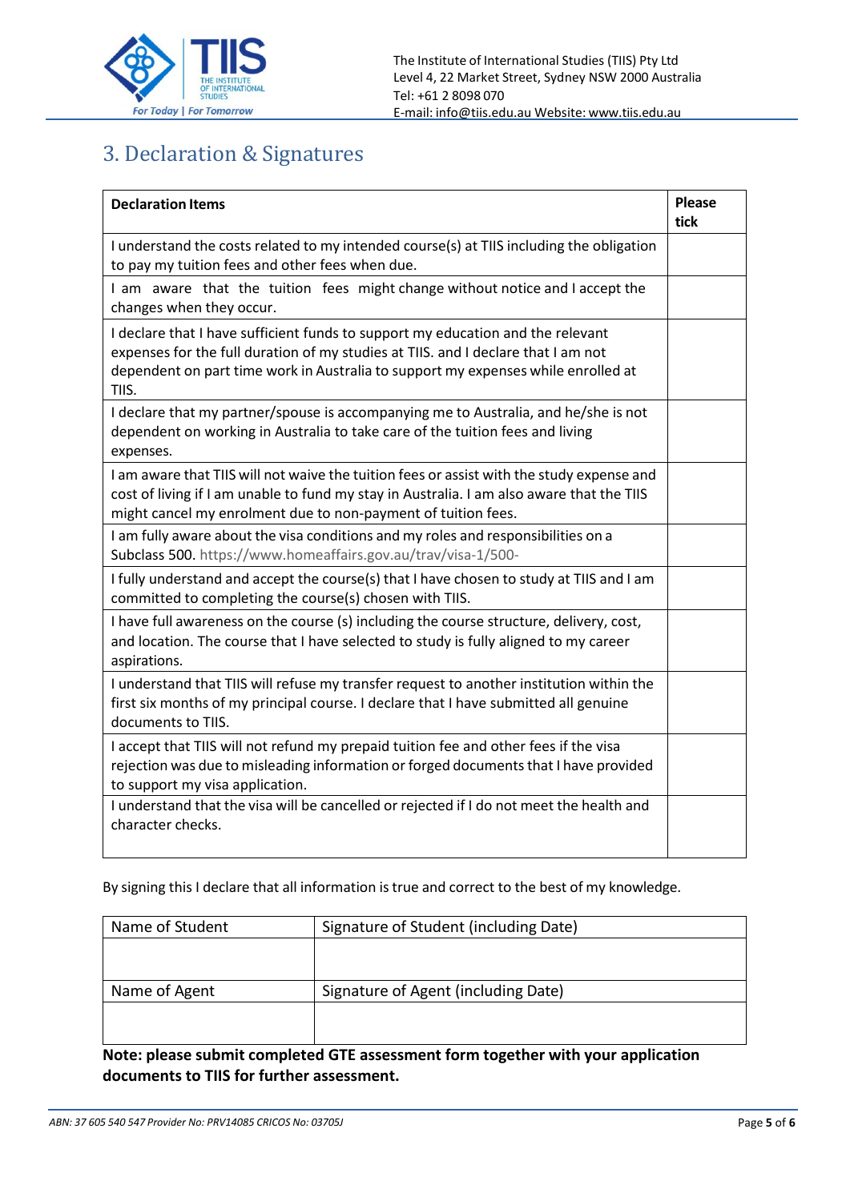## 3. Declaration & Signatures

| Declaration Items | Please tick |
|---|---|
| I understand the costs related to my intended course(s) at TIIS including the obligation to pay my tuition fees and other fees when due. | |
| I am aware that the tuition fees might change without notice and I accept the changes when they occur. | |
| I declare that I have sufficient funds to support my education and the relevant expenses for the full duration of my studies at TIIS. and I declare that I am not dependent on part time work in Australia to support my expenses while enrolled at TIIS. | |
| I declare that my partner/spouse is accompanying me to Australia, and he/she is not dependent on working in Australia to take care of the tuition fees and living expenses. | |
| I am aware that TIIS will not waive the tuition fees or assist with the study expense and cost of living if I am unable to fund my stay in Australia. I am also aware that the TIIS might cancel my enrolment due to non-payment of tuition fees. | |
| I am fully aware about the visa conditions and my roles and responsibilities on a Subclass 500. https://www.homeaffairs.gov.au/trav/visa-1/500- | |
| I fully understand and accept the course(s) that I have chosen to study at TIIS and I am committed to completing the course(s) chosen with TIIS. | |
| I have full awareness on the course (s) including the course structure, delivery, cost, and location. The course that I have selected to study is fully aligned to my career aspirations. | |
| I understand that TIIS will refuse my transfer request to another institution within the first six months of my principal course. I declare that I have submitted all genuine documents to TIIS. | |
| I accept that TIIS will not refund my prepaid tuition fee and other fees if the visa rejection was due to misleading information or forged documents that I have provided to support my visa application. | |
| I understand that the visa will be cancelled or rejected if I do not meet the health and character checks. | |

By signing this I declare that all information is true and correct to the best of my knowledge.

| Name of Student | Signature of Student (including Date) |
|---|---|
| | |
| **Name of Agent** | **Signature of Agent (including Date)** |
| | |

**Note: please submit completed GTE assessment form together with your application documents to TIIS for further assessment.**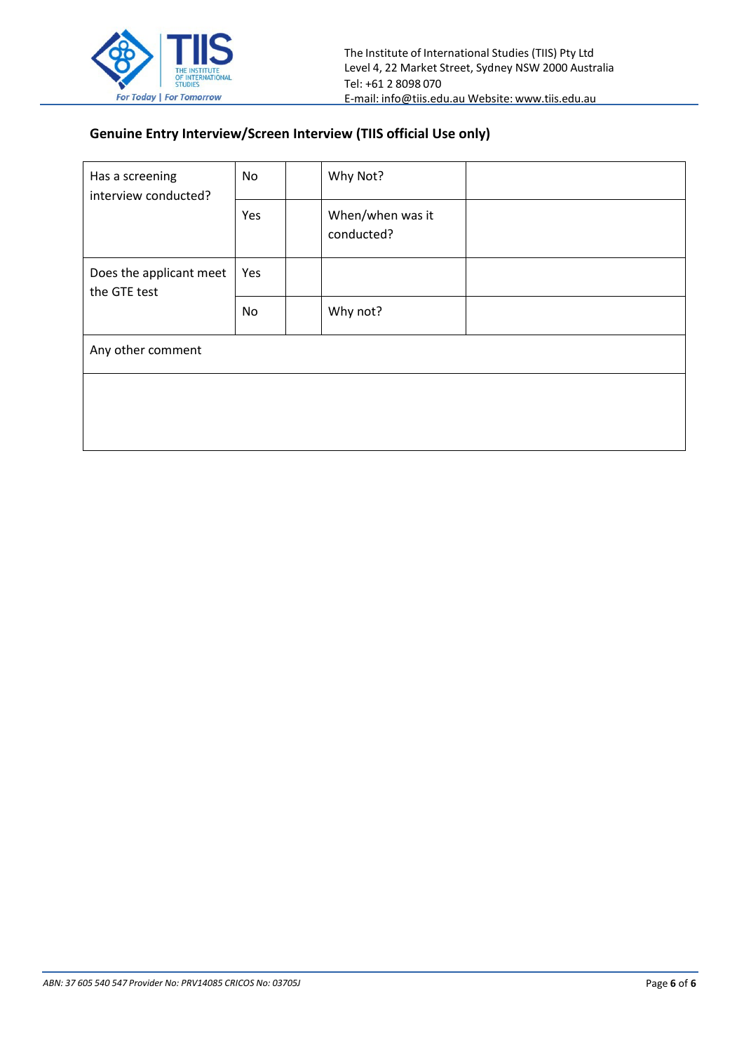## Genuine Entry Interview/Screen Interview (TIIS official Use only)

| | | | | |
|---|---|---|---|---|
| Has a screening interview conducted? | No | | Why Not? | |
| | Yes | | When/when was it conducted? | |
| Does the applicant meet the GTE test | Yes | | | |
| | No | | Why not? | |
| Any other comment | | | | |
| | | | | |